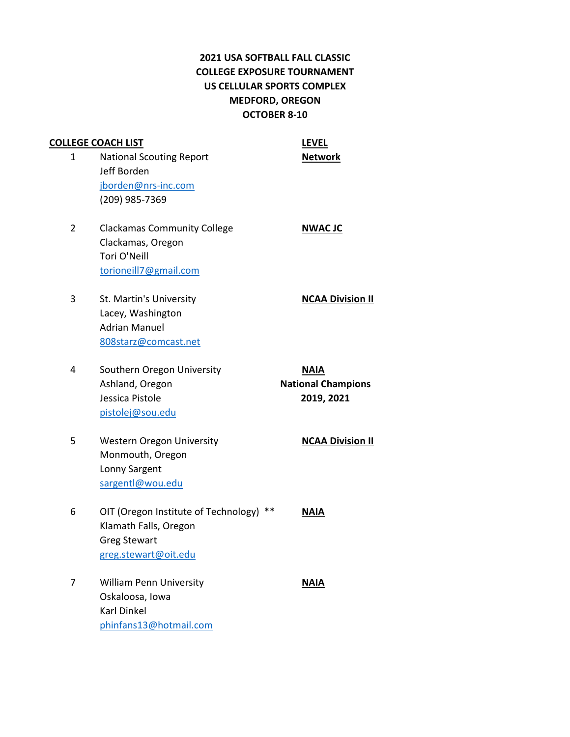# 2021 USA SOFTBALL FALL CLASSIC
# COLLEGE EXPOSURE TOURNAMENT
# US CELLULAR SPORTS COMPLEX
# MEDFORD, OREGON
# OCTOBER 8-10

| COLLEGE COACH LIST | | LEVEL |
|---|---|---|
| 1 | National Scouting Report<br>Jeff Borden<br>jborden@nrs-inc.com<br>(209) 985-7369 | Network |
| 2 | Clackamas Community College<br>Clackamas, Oregon<br>Tori O'Neill<br>torioneill7@gmail.com | NWAC JC |
| 3 | St. Martin's University<br>Lacey, Washington<br>Adrian Manuel<br>808starz@comcast.net | NCAA Division II |
| 4 | Southern Oregon University<br>Ashland, Oregon<br>Jessica Pistole<br>pistolej@sou.edu | NAIA<br>**National Champions 2019, 2021** |
| 5 | Western Oregon University<br>Monmouth, Oregon<br>Lonny Sargent<br>sargentl@wou.edu | NCAA Division II |
| 6 | OIT (Oregon Institute of Technology) **<br>Klamath Falls, Oregon<br>Greg Stewart<br>greg.stewart@oit.edu | NAIA |
| 7 | William Penn University<br>Oskaloosa, Iowa<br>Karl Dinkel<br>phinfans13@hotmail.com | NAIA |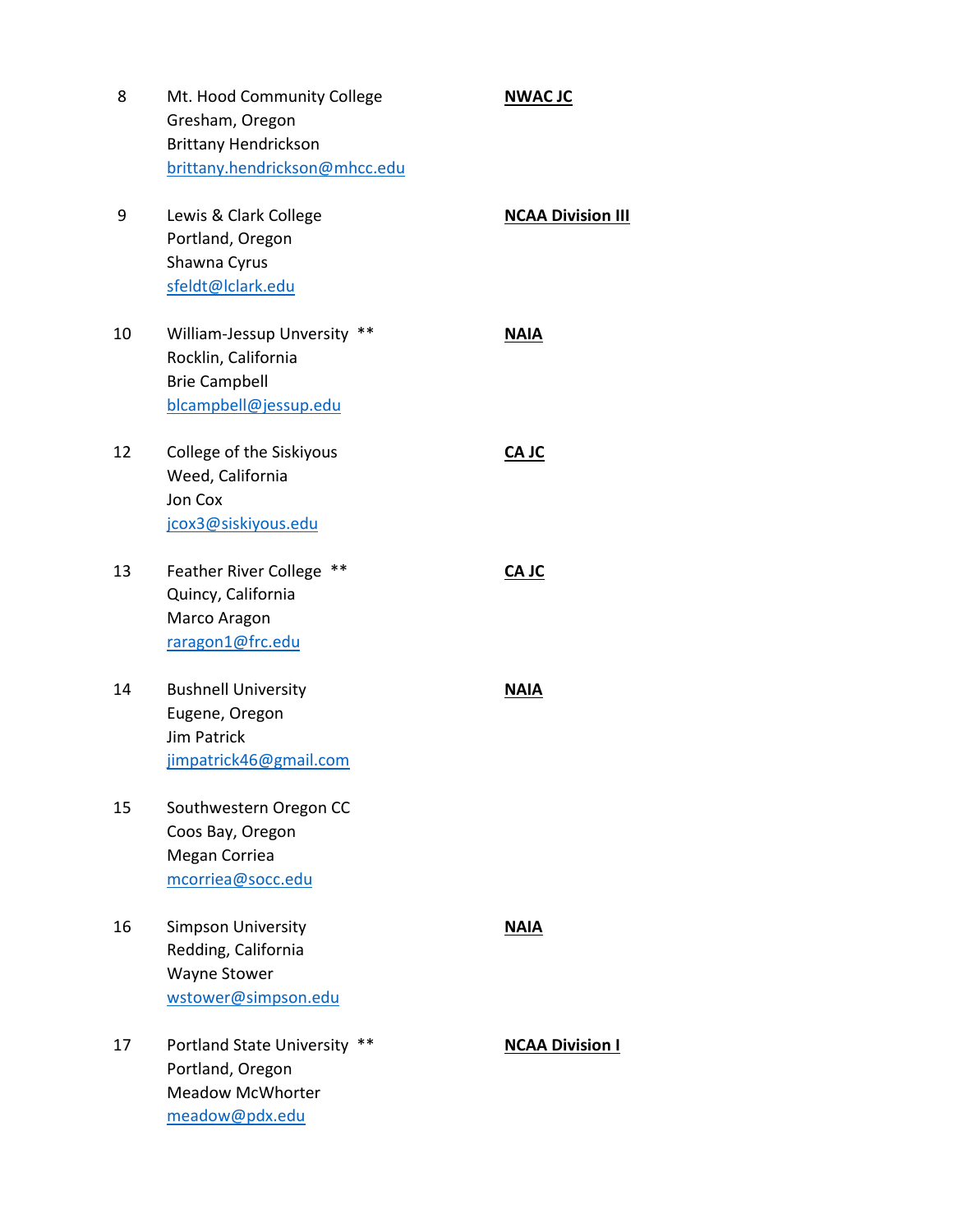| | | |
|---|---|---|
| 8 | Mt. Hood Community College<br>Gresham, Oregon<br>Brittany Hendrickson<br>brittany.hendrickson@mhcc.edu | **NWAC JC** |
| 9 | Lewis & Clark College<br>Portland, Oregon<br>Shawna Cyrus<br>sfeldt@lclark.edu | **NCAA Division III** |
| 10 | William-Jessup Unversity ** <br>Rocklin, California<br>Brie Campbell<br>blcampbell@jessup.edu | **NAIA** |
| 12 | College of the Siskiyous<br>Weed, California<br>Jon Cox<br>jcox3@siskiyous.edu | **CA JC** |
| 13 | Feather River College ** <br>Quincy, California<br>Marco Aragon<br>raragon1@frc.edu | **CA JC** |
| 14 | Bushnell University<br>Eugene, Oregon<br>Jim Patrick<br>jimpatrick46@gmail.com | **NAIA** |
| 15 | Southwestern Oregon CC<br>Coos Bay, Oregon<br>Megan Corriea<br>mcorriea@socc.edu | |
| 16 | Simpson University<br>Redding, California<br>Wayne Stower<br>wstower@simpson.edu | **NAIA** |
| 17 | Portland State University ** <br>Portland, Oregon<br>Meadow McWhorter<br>meadow@pdx.edu | **NCAA Division I** |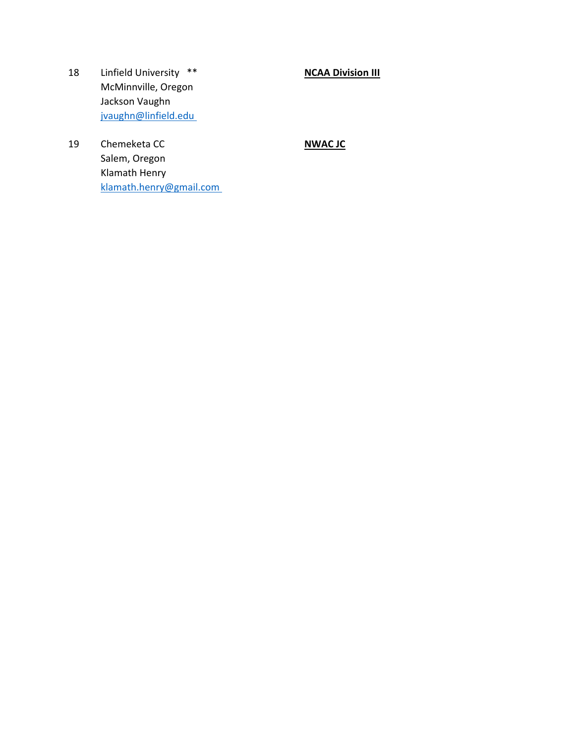18 Linfield University ** **NCAA Division III**
McMinnville, Oregon
Jackson Vaughn
jvaughn@linfield.edu

19 Chemeketa CC **NWAC JC**
Salem, Oregon
Klamath Henry
klamath.henry@gmail.com